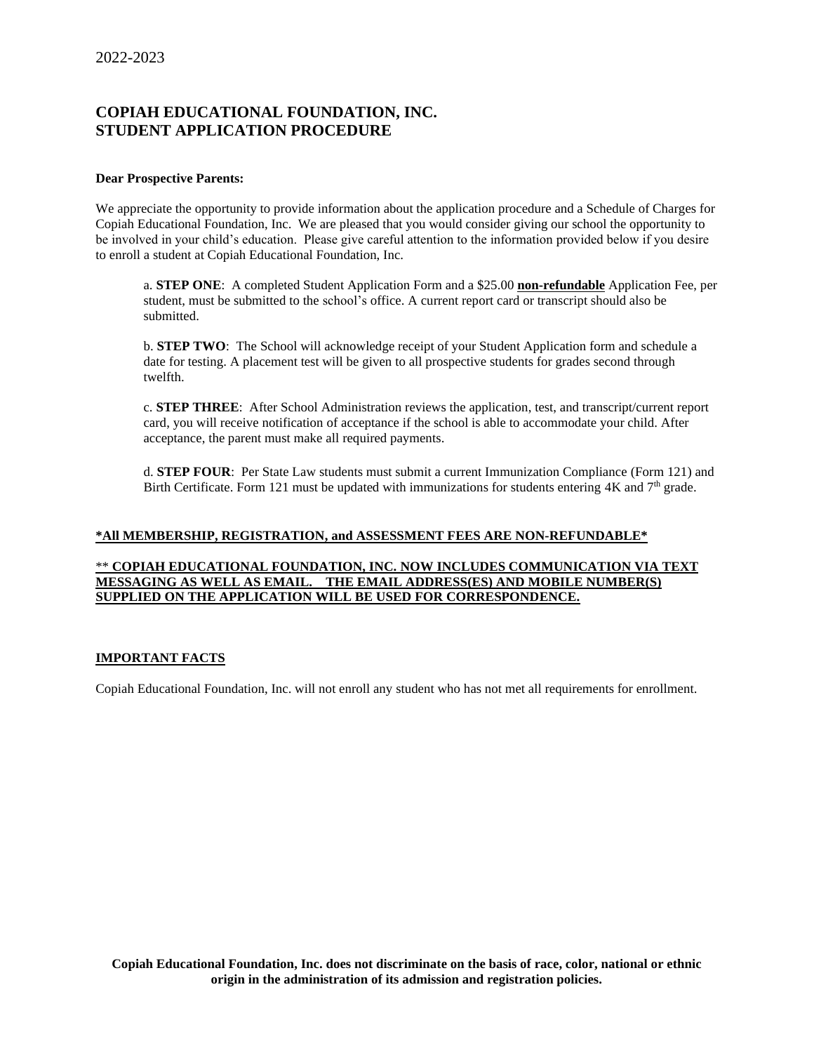2022-2023

# COPIAH EDUCATIONAL FOUNDATION, INC.
# STUDENT APPLICATION PROCEDURE

**Dear Prospective Parents:**

We appreciate the opportunity to provide information about the application procedure and a Schedule of Charges for Copiah Educational Foundation, Inc. We are pleased that you would consider giving our school the opportunity to be involved in your child's education. Please give careful attention to the information provided below if you desire to enroll a student at Copiah Educational Foundation, Inc.

a. **STEP ONE**: A completed Student Application Form and a $25.00 **<u>non-refundable</u>** Application Fee, per student, must be submitted to the school's office. A current report card or transcript should also be submitted.

b. **STEP TWO**: The School will acknowledge receipt of your Student Application form and schedule a date for testing. A placement test will be given to all prospective students for grades second through twelfth.

c. **STEP THREE**: After School Administration reviews the application, test, and transcript/current report card, you will receive notification of acceptance if the school is able to accommodate your child. After acceptance, the parent must make all required payments.

d. **STEP FOUR**: Per State Law students must submit a current Immunization Compliance (Form 121) and Birth Certificate. Form 121 must be updated with immunizations for students entering 4K and 7th grade.

**<u>*All MEMBERSHIP, REGISTRATION, and ASSESSMENT FEES ARE NON-REFUNDABLE*</u>**

** **<u>COPIAH EDUCATIONAL FOUNDATION, INC. NOW INCLUDES COMMUNICATION VIA TEXT MESSAGING AS WELL AS EMAIL. THE EMAIL ADDRESS(ES) AND MOBILE NUMBER(S) SUPPLIED ON THE APPLICATION WILL BE USED FOR CORRESPONDENCE.</u>**

**<u>IMPORTANT FACTS</u>**

Copiah Educational Foundation, Inc. will not enroll any student who has not met all requirements for enrollment.

**Copiah Educational Foundation, Inc. does not discriminate on the basis of race, color, national or ethnic origin in the administration of its admission and registration policies.**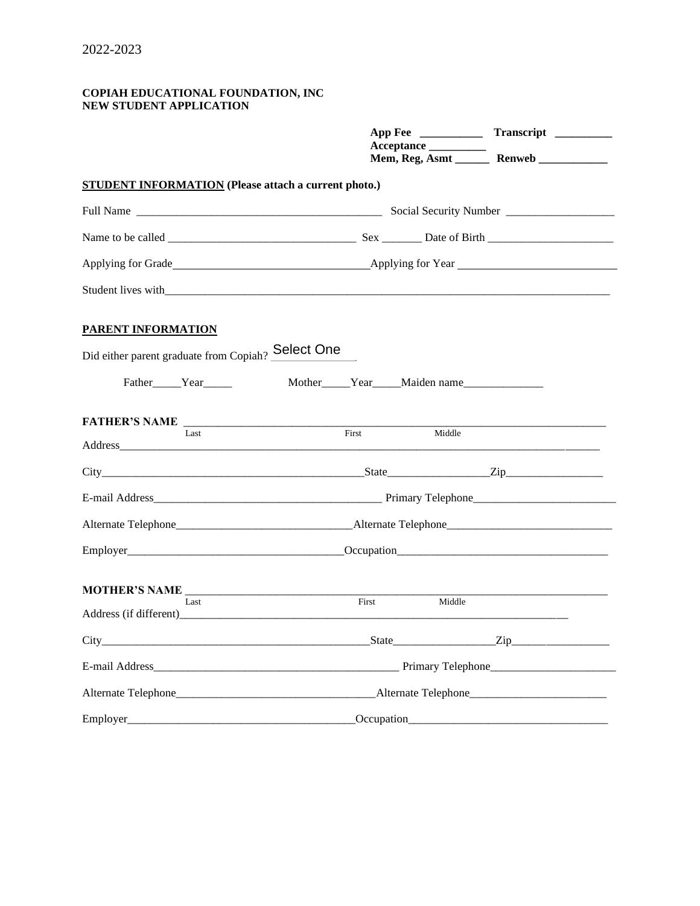2022-2023

**COPIAH EDUCATIONAL FOUNDATION, INC**
**NEW STUDENT APPLICATION**

**App Fee** __________ **Transcript** _________
**Acceptance** _________
**Mem, Reg, Asmt** ______ **Renweb** ___________

**STUDENT INFORMATION** **(Please attach a current photo.)**

Full Name ___________________________________________ Social Security Number ___________________

Name to be called _________________________________ Sex _______ Date of Birth ______________________

Applying for Grade_________________________________Applying for Year ____________________________

Student lives with_____________________________________________________________________________

**PARENT INFORMATION**

Did either parent graduate from Copiah? Select One

Father_____Year_____ Mother_____Year_____Maiden name______________

**FATHER'S NAME** ____________________________________________________________________________
Last First Middle

Address______________________________________________________________________________________

City______________________________________________State_________________Zip_________________

E-mail Address________________________________________ Primary Telephone________________________

Alternate Telephone______________________________Alternate Telephone____________________________

Employer______________________________________Occupation____________________________________

**MOTHER'S NAME** ____________________________________________________________________________
Last First Middle

Address (if different)________________________________________________________________________

City______________________________________________State_________________Zip_________________

E-mail Address____________________________________________ Primary Telephone_____________________

Alternate Telephone___________________________________Alternate Telephone________________________

Employer________________________________________Occupation__________________________________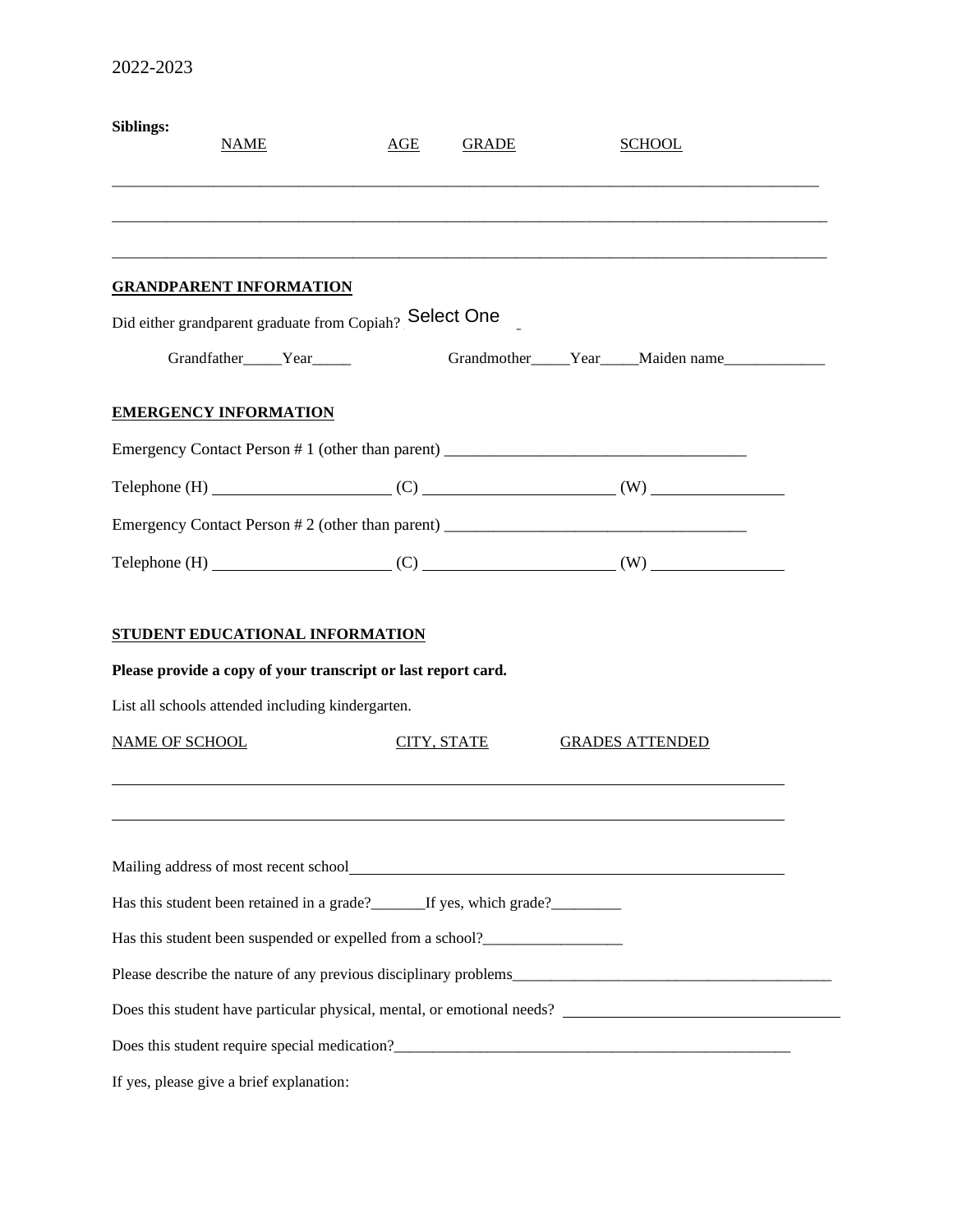2022-2023

**Siblings:**

| NAME | AGE | GRADE | SCHOOL |
|---|---|---|---|
| | | | |
| | | | |
| | | | |

**GRANDPARENT INFORMATION**

Did either grandparent graduate from Copiah? Select One

Grandfather_____Year_____ Grandmother_____Year_____Maiden name_____________

**EMERGENCY INFORMATION**

Emergency Contact Person # 1 (other than parent) _____________________________________

Telephone (H) _____________________ (C) ______________________ (W) ________________

Emergency Contact Person # 2 (other than parent) _____________________________________

Telephone (H) _____________________ (C) ______________________ (W) ________________

**STUDENT EDUCATIONAL INFORMATION**

**Please provide a copy of your transcript or last report card.**

List all schools attended including kindergarten.

| NAME OF SCHOOL | CITY, STATE | GRADES ATTENDED |
|---|---|---|
| | | |
| | | |

Mailing address of most recent school_____________________________________________

Has this student been retained in a grade?_______If yes, which grade?_________

Has this student been suspended or expelled from a school?__________________

Please describe the nature of any previous disciplinary problems__________________________________________

Does this student have particular physical, mental, or emotional needs? ___________________________________

Does this student require special medication?______________________________________________________

If yes, please give a brief explanation: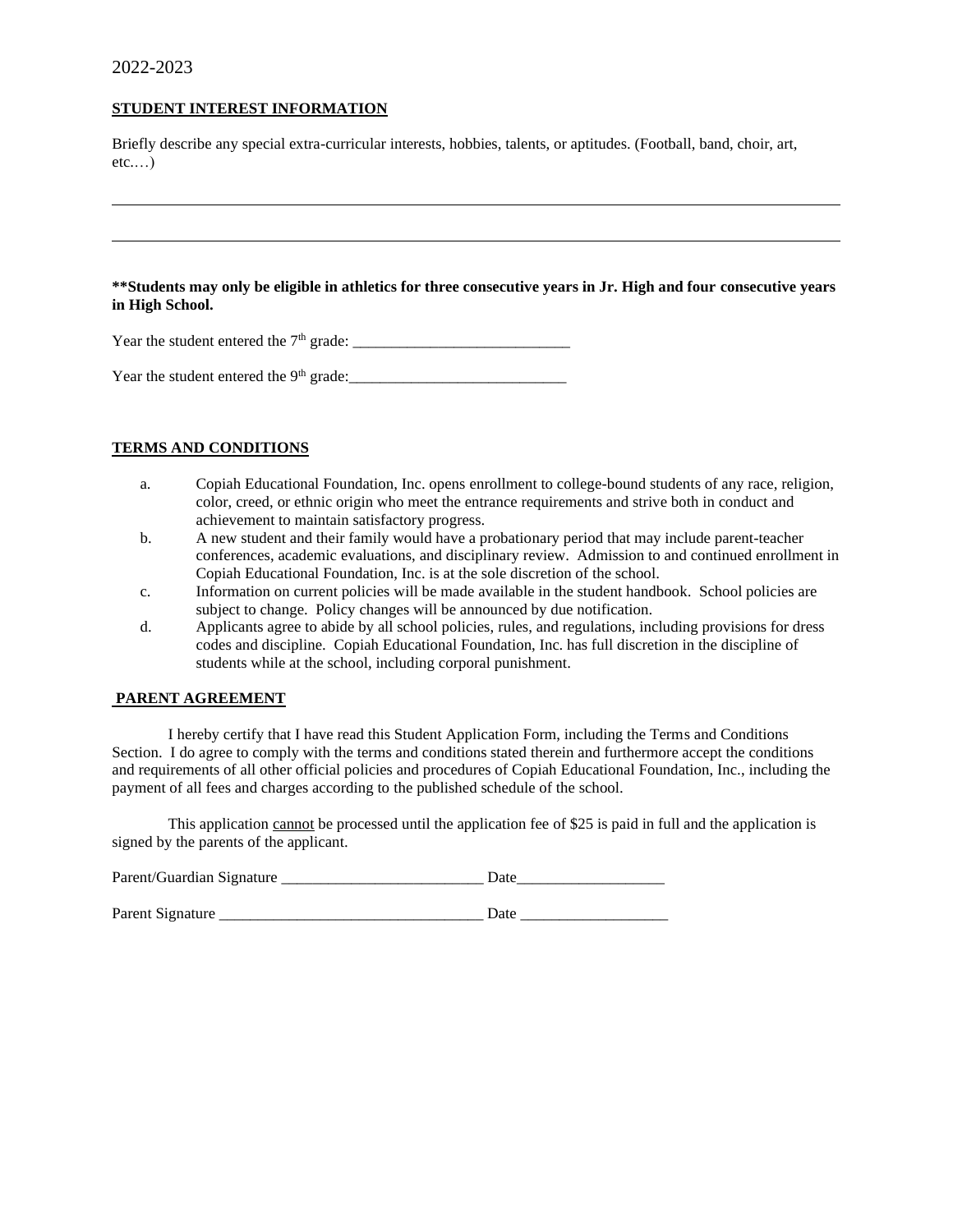2022-2023

**STUDENT INTEREST INFORMATION**

Briefly describe any special extra-curricular interests, hobbies, talents, or aptitudes. (Football, band, choir, art, etc.…)

\_\_\_\_\_\_\_\_\_\_\_\_\_\_\_\_\_\_\_\_\_\_\_\_\_\_\_\_\_\_\_\_\_\_\_\_\_\_\_\_\_\_\_\_\_\_\_\_\_\_\_\_\_\_\_\_\_\_\_\_\_\_\_\_\_\_\_\_\_\_\_\_\_\_\_\_\_\_

\_\_\_\_\_\_\_\_\_\_\_\_\_\_\_\_\_\_\_\_\_\_\_\_\_\_\_\_\_\_\_\_\_\_\_\_\_\_\_\_\_\_\_\_\_\_\_\_\_\_\_\_\_\_\_\_\_\_\_\_\_\_\_\_\_\_\_\_\_\_\_\_\_\_\_\_\_\_

**\*\*Students may only be eligible in athletics for three consecutive years in Jr. High and four consecutive years in High School.**

Year the student entered the 7th grade: \_\_\_\_\_\_\_\_\_\_\_\_\_\_\_\_\_\_\_\_\_\_\_\_\_\_\_\_

Year the student entered the 9th grade:\_\_\_\_\_\_\_\_\_\_\_\_\_\_\_\_\_\_\_\_\_\_\_\_\_\_\_\_

**TERMS AND CONDITIONS**

a. Copiah Educational Foundation, Inc. opens enrollment to college-bound students of any race, religion, color, creed, or ethnic origin who meet the entrance requirements and strive both in conduct and achievement to maintain satisfactory progress.

b. A new student and their family would have a probationary period that may include parent-teacher conferences, academic evaluations, and disciplinary review. Admission to and continued enrollment in Copiah Educational Foundation, Inc. is at the sole discretion of the school.

c. Information on current policies will be made available in the student handbook. School policies are subject to change. Policy changes will be announced by due notification.

d. Applicants agree to abide by all school policies, rules, and regulations, including provisions for dress codes and discipline. Copiah Educational Foundation, Inc. has full discretion in the discipline of students while at the school, including corporal punishment.

**PARENT AGREEMENT**

I hereby certify that I have read this Student Application Form, including the Terms and Conditions Section. I do agree to comply with the terms and conditions stated therein and furthermore accept the conditions and requirements of all other official policies and procedures of Copiah Educational Foundation, Inc., including the payment of all fees and charges according to the published schedule of the school.

This application cannot be processed until the application fee of $25 is paid in full and the application is signed by the parents of the applicant.

Parent/Guardian Signature \_\_\_\_\_\_\_\_\_\_\_\_\_\_\_\_\_\_\_\_\_\_\_\_\_\_ Date\_\_\_\_\_\_\_\_\_\_\_\_\_\_\_\_\_\_\_

Parent Signature \_\_\_\_\_\_\_\_\_\_\_\_\_\_\_\_\_\_\_\_\_\_\_\_\_\_\_\_\_\_\_\_\_\_ Date \_\_\_\_\_\_\_\_\_\_\_\_\_\_\_\_\_\_\_